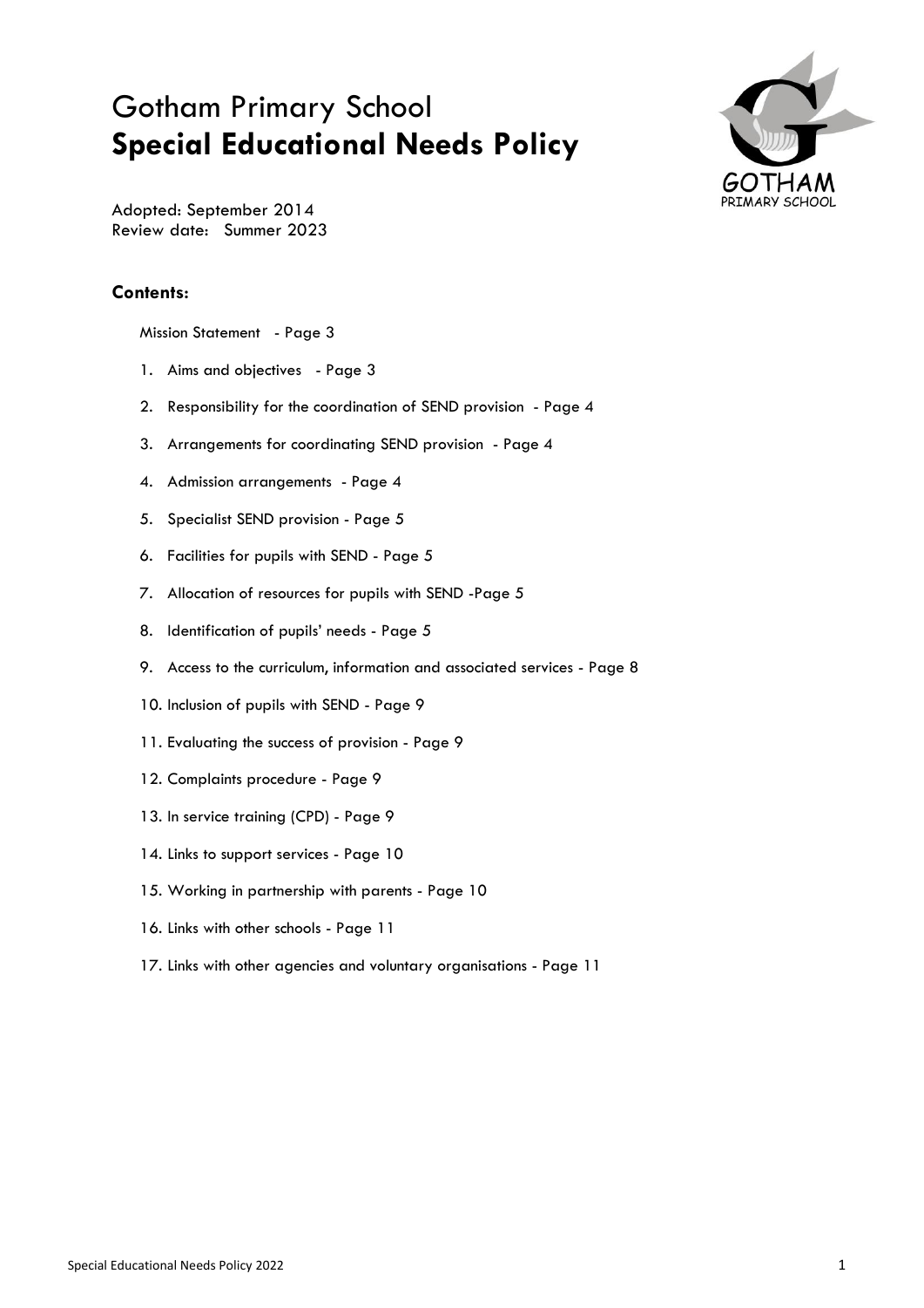# Gotham Primary School
# **Special Educational Needs Policy**

Adopted: September 2014
Review date: Summer 2023

### **Contents:**

Mission Statement - Page 3

1. Aims and objectives - Page 3
2. Responsibility for the coordination of SEND provision - Page 4
3. Arrangements for coordinating SEND provision - Page 4
4. Admission arrangements - Page 4
5. Specialist SEND provision - Page 5
6. Facilities for pupils with SEND - Page 5
7. Allocation of resources for pupils with SEND -Page 5
8. Identification of pupils' needs - Page 5
9. Access to the curriculum, information and associated services - Page 8
10. Inclusion of pupils with SEND - Page 9
11. Evaluating the success of provision - Page 9
12. Complaints procedure - Page 9
13. In service training (CPD) - Page 9
14. Links to support services - Page 10
15. Working in partnership with parents - Page 10
16. Links with other schools - Page 11
17. Links with other agencies and voluntary organisations - Page 11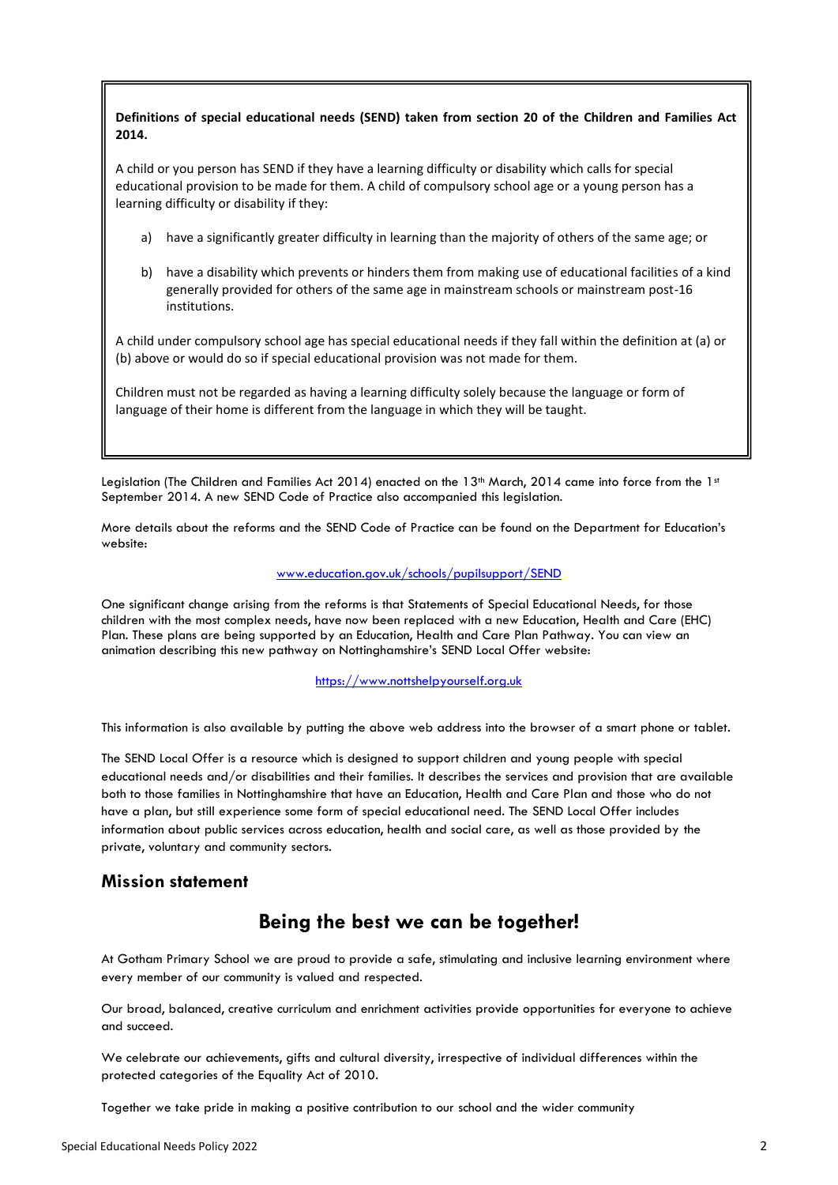**Definitions of special educational needs (SEND) taken from section 20 of the Children and Families Act 2014.**

A child or you person has SEND if they have a learning difficulty or disability which calls for special educational provision to be made for them. A child of compulsory school age or a young person has a learning difficulty or disability if they:

a) have a significantly greater difficulty in learning than the majority of others of the same age; or

b) have a disability which prevents or hinders them from making use of educational facilities of a kind generally provided for others of the same age in mainstream schools or mainstream post-16 institutions.

A child under compulsory school age has special educational needs if they fall within the definition at (a) or (b) above or would do so if special educational provision was not made for them.

Children must not be regarded as having a learning difficulty solely because the language or form of language of their home is different from the language in which they will be taught.

Legislation (The Children and Families Act 2014) enacted on the 13th March, 2014 came into force from the 1st September 2014. A new SEND Code of Practice also accompanied this legislation.

More details about the reforms and the SEND Code of Practice can be found on the Department for Education's website:

www.education.gov.uk/schools/pupilsupport/SEND

One significant change arising from the reforms is that Statements of Special Educational Needs, for those children with the most complex needs, have now been replaced with a new Education, Health and Care (EHC) Plan. These plans are being supported by an Education, Health and Care Plan Pathway. You can view an animation describing this new pathway on Nottinghamshire's SEND Local Offer website:

https://www.nottshelpyourself.org.uk

This information is also available by putting the above web address into the browser of a smart phone or tablet.

The SEND Local Offer is a resource which is designed to support children and young people with special educational needs and/or disabilities and their families. It describes the services and provision that are available both to those families in Nottinghamshire that have an Education, Health and Care Plan and those who do not have a plan, but still experience some form of special educational need. The SEND Local Offer includes information about public services across education, health and social care, as well as those provided by the private, voluntary and community sectors.

## Mission statement

## Being the best we can be together!

At Gotham Primary School we are proud to provide a safe, stimulating and inclusive learning environment where every member of our community is valued and respected.

Our broad, balanced, creative curriculum and enrichment activities provide opportunities for everyone to achieve and succeed.

We celebrate our achievements, gifts and cultural diversity, irrespective of individual differences within the protected categories of the Equality Act of 2010.

Together we take pride in making a positive contribution to our school and the wider community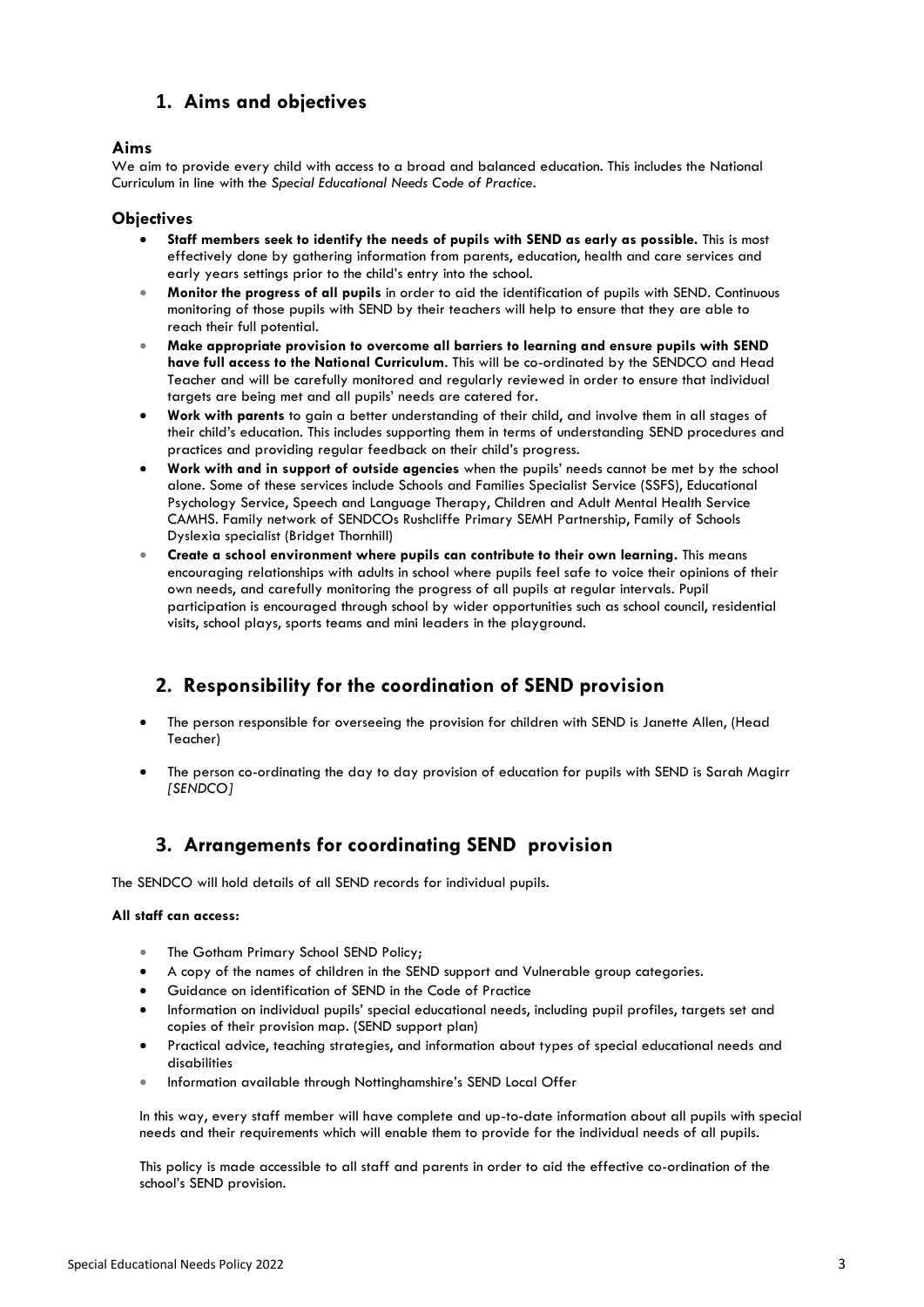## 1. Aims and objectives

### Aims

We aim to provide every child with access to a broad and balanced education. This includes the National Curriculum in line with the *Special Educational Needs Code of Practice*.

### Objectives

- **Staff members seek to identify the needs of pupils with SEND as early as possible.** This is most effectively done by gathering information from parents, education, health and care services and early years settings prior to the child's entry into the school.
- **Monitor the progress of all pupils** in order to aid the identification of pupils with SEND. Continuous monitoring of those pupils with SEND by their teachers will help to ensure that they are able to reach their full potential.
- **Make appropriate provision to overcome all barriers to learning and ensure pupils with SEND have full access to the National Curriculum**. This will be co-ordinated by the SENDCO and Head Teacher and will be carefully monitored and regularly reviewed in order to ensure that individual targets are being met and all pupils' needs are catered for.
- **Work with parents** to gain a better understanding of their child, and involve them in all stages of their child's education. This includes supporting them in terms of understanding SEND procedures and practices and providing regular feedback on their child's progress.
- **Work with and in support of outside agencies** when the pupils' needs cannot be met by the school alone. Some of these services include Schools and Families Specialist Service (SSFS), Educational Psychology Service, Speech and Language Therapy, Children and Adult Mental Health Service CAMHS. Family network of SENDCOs Rushcliffe Primary SEMH Partnership, Family of Schools Dyslexia specialist (Bridget Thornhill)
- **Create a school environment where pupils can contribute to their own learning.** This means encouraging relationships with adults in school where pupils feel safe to voice their opinions of their own needs, and carefully monitoring the progress of all pupils at regular intervals. Pupil participation is encouraged through school by wider opportunities such as school council, residential visits, school plays, sports teams and mini leaders in the playground.

## 2. Responsibility for the coordination of SEND provision

- The person responsible for overseeing the provision for children with SEND is Janette Allen, (Head Teacher)
- The person co-ordinating the day to day provision of education for pupils with SEND is Sarah Magirr *[SENDCO]*

## 3. Arrangements for coordinating SEND provision

The SENDCO will hold details of all SEND records for individual pupils.

**All staff can access:**

- The Gotham Primary School SEND Policy;
- A copy of the names of children in the SEND support and Vulnerable group categories.
- Guidance on identification of SEND in the Code of Practice
- Information on individual pupils' special educational needs, including pupil profiles, targets set and copies of their provision map. (SEND support plan)
- Practical advice, teaching strategies, and information about types of special educational needs and disabilities
- Information available through Nottinghamshire's SEND Local Offer

In this way, every staff member will have complete and up-to-date information about all pupils with special needs and their requirements which will enable them to provide for the individual needs of all pupils.

This policy is made accessible to all staff and parents in order to aid the effective co-ordination of the school's SEND provision.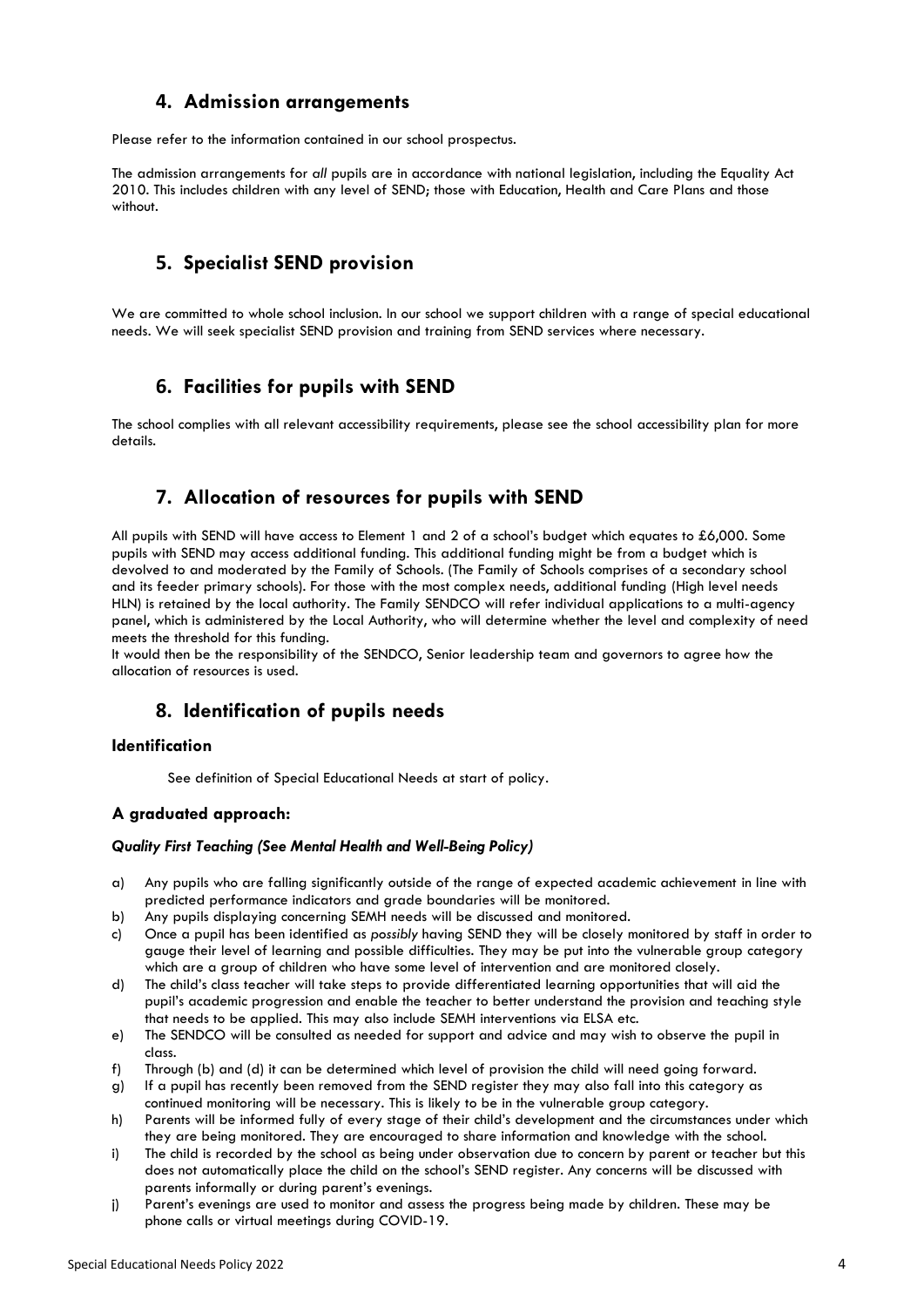## 4. Admission arrangements

Please refer to the information contained in our school prospectus.

The admission arrangements for *all* pupils are in accordance with national legislation, including the Equality Act 2010. This includes children with any level of SEND; those with Education, Health and Care Plans and those without.

## 5. Specialist SEND provision

We are committed to whole school inclusion. In our school we support children with a range of special educational needs. We will seek specialist SEND provision and training from SEND services where necessary.

## 6. Facilities for pupils with SEND

The school complies with all relevant accessibility requirements, please see the school accessibility plan for more details.

## 7. Allocation of resources for pupils with SEND

All pupils with SEND will have access to Element 1 and 2 of a school's budget which equates to £6,000. Some pupils with SEND may access additional funding. This additional funding might be from a budget which is devolved to and moderated by the Family of Schools. (The Family of Schools comprises of a secondary school and its feeder primary schools). For those with the most complex needs, additional funding (High level needs HLN) is retained by the local authority. The Family SENDCO will refer individual applications to a multi-agency panel, which is administered by the Local Authority, who will determine whether the level and complexity of need meets the threshold for this funding.
It would then be the responsibility of the SENDCO, Senior leadership team and governors to agree how the allocation of resources is used.

## 8. Identification of pupils needs

### Identification

See definition of Special Educational Needs at start of policy.

### A graduated approach:

***Quality First Teaching (See Mental Health and Well-Being Policy)***

a) Any pupils who are falling significantly outside of the range of expected academic achievement in line with predicted performance indicators and grade boundaries will be monitored.
b) Any pupils displaying concerning SEMH needs will be discussed and monitored.
c) Once a pupil has been identified as *possibly* having SEND they will be closely monitored by staff in order to gauge their level of learning and possible difficulties. They may be put into the vulnerable group category which are a group of children who have some level of intervention and are monitored closely.
d) The child's class teacher will take steps to provide differentiated learning opportunities that will aid the pupil's academic progression and enable the teacher to better understand the provision and teaching style that needs to be applied. This may also include SEMH interventions via ELSA etc.
e) The SENDCO will be consulted as needed for support and advice and may wish to observe the pupil in class.
f) Through (b) and (d) it can be determined which level of provision the child will need going forward.
g) If a pupil has recently been removed from the SEND register they may also fall into this category as continued monitoring will be necessary. This is likely to be in the vulnerable group category.
h) Parents will be informed fully of every stage of their child's development and the circumstances under which they are being monitored. They are encouraged to share information and knowledge with the school.
i) The child is recorded by the school as being under observation due to concern by parent or teacher but this does not automatically place the child on the school's SEND register. Any concerns will be discussed with parents informally or during parent's evenings.
j) Parent's evenings are used to monitor and assess the progress being made by children. These may be phone calls or virtual meetings during COVID-19.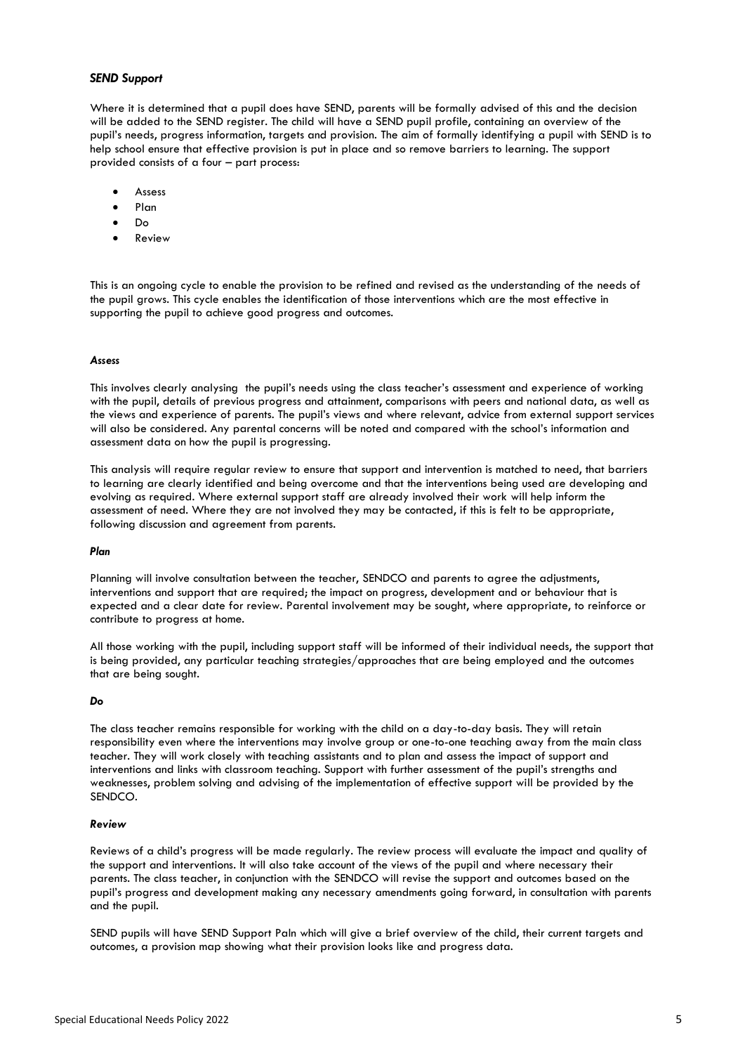### *SEND Support*

Where it is determined that a pupil does have SEND, parents will be formally advised of this and the decision will be added to the SEND register. The child will have a SEND pupil profile, containing an overview of the pupil's needs, progress information, targets and provision. The aim of formally identifying a pupil with SEND is to help school ensure that effective provision is put in place and so remove barriers to learning. The support provided consists of a four – part process:

- Assess
- Plan
- Do
- Review

This is an ongoing cycle to enable the provision to be refined and revised as the understanding of the needs of the pupil grows. This cycle enables the identification of those interventions which are the most effective in supporting the pupil to achieve good progress and outcomes.

#### *Assess*

This involves clearly analysing the pupil's needs using the class teacher's assessment and experience of working with the pupil, details of previous progress and attainment, comparisons with peers and national data, as well as the views and experience of parents. The pupil's views and where relevant, advice from external support services will also be considered. Any parental concerns will be noted and compared with the school's information and assessment data on how the pupil is progressing.

This analysis will require regular review to ensure that support and intervention is matched to need, that barriers to learning are clearly identified and being overcome and that the interventions being used are developing and evolving as required. Where external support staff are already involved their work will help inform the assessment of need. Where they are not involved they may be contacted, if this is felt to be appropriate, following discussion and agreement from parents.

#### *Plan*

Planning will involve consultation between the teacher, SENDCO and parents to agree the adjustments, interventions and support that are required; the impact on progress, development and or behaviour that is expected and a clear date for review. Parental involvement may be sought, where appropriate, to reinforce or contribute to progress at home.

All those working with the pupil, including support staff will be informed of their individual needs, the support that is being provided, any particular teaching strategies/approaches that are being employed and the outcomes that are being sought.

#### *Do*

The class teacher remains responsible for working with the child on a day-to-day basis. They will retain responsibility even where the interventions may involve group or one-to-one teaching away from the main class teacher. They will work closely with teaching assistants and to plan and assess the impact of support and interventions and links with classroom teaching. Support with further assessment of the pupil's strengths and weaknesses, problem solving and advising of the implementation of effective support will be provided by the SENDCO.

#### *Review*

Reviews of a child's progress will be made regularly. The review process will evaluate the impact and quality of the support and interventions. It will also take account of the views of the pupil and where necessary their parents. The class teacher, in conjunction with the SENDCO will revise the support and outcomes based on the pupil's progress and development making any necessary amendments going forward, in consultation with parents and the pupil.

SEND pupils will have SEND Support Paln which will give a brief overview of the child, their current targets and outcomes, a provision map showing what their provision looks like and progress data.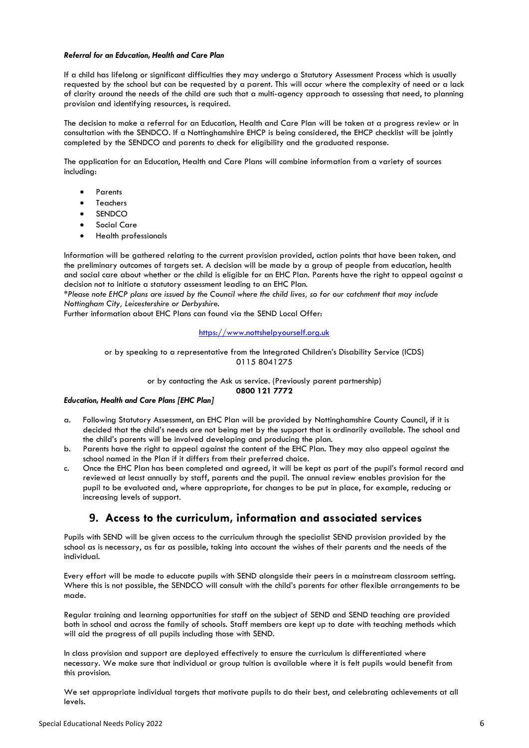***Referral for an Education, Health and Care Plan***

If a child has lifelong or significant difficulties they may undergo a Statutory Assessment Process which is usually requested by the school but can be requested by a parent. This will occur where the complexity of need or a lack of clarity around the needs of the child are such that a multi-agency approach to assessing that need, to planning provision and identifying resources, is required.

The decision to make a referral for an Education, Health and Care Plan will be taken at a progress review or in consultation with the SENDCO. If a Nottinghamshire EHCP is being considered, the EHCP checklist will be jointly completed by the SENDCO and parents to check for eligibility and the graduated response.

The application for an Education, Health and Care Plans will combine information from a variety of sources including:

- Parents
- Teachers
- SENDCO
- Social Care
- Health professionals

Information will be gathered relating to the current provision provided, action points that have been taken, and the preliminary outcomes of targets set. A decision will be made by a group of people from education, health and social care about whether or the child is eligible for an EHC Plan. Parents have the right to appeal against a decision not to initiate a statutory assessment leading to an EHC Plan.

**Please note EHCP plans are issued by the Council where the child lives, so for our catchment that may include Nottingham City, Leicestershire or Derbyshire.*

Further information about EHC Plans can found via the SEND Local Offer:

[https://www.nottshelpyourself.org.uk](https://www.nottshelpyourself.org.uk)

or by speaking to a representative from the Integrated Children's Disability Service (ICDS)
0115 8041275

or by contacting the Ask us service. (Previously parent partnership)
**0800 121 7772**

***Education, Health and Care Plans [EHC Plan]***

a. Following Statutory Assessment, an EHC Plan will be provided by Nottinghamshire County Council, if it is decided that the child's needs are not being met by the support that is ordinarily available. The school and the child's parents will be involved developing and producing the plan.
b. Parents have the right to appeal against the content of the EHC Plan. They may also appeal against the school named in the Plan if it differs from their preferred choice.
c. Once the EHC Plan has been completed and agreed, it will be kept as part of the pupil's formal record and reviewed at least annually by staff, parents and the pupil. The annual review enables provision for the pupil to be evaluated and, where appropriate, for changes to be put in place, for example, reducing or increasing levels of support.

## 9. Access to the curriculum, information and associated services

Pupils with SEND will be given access to the curriculum through the specialist SEND provision provided by the school as is necessary, as far as possible, taking into account the wishes of their parents and the needs of the individual.

Every effort will be made to educate pupils with SEND alongside their peers in a mainstream classroom setting. Where this is not possible, the SENDCO will consult with the child's parents for other flexible arrangements to be made.

Regular training and learning opportunities for staff on the subject of SEND and SEND teaching are provided both in school and across the family of schools. Staff members are kept up to date with teaching methods which will aid the progress of all pupils including those with SEND.

In class provision and support are deployed effectively to ensure the curriculum is differentiated where necessary. We make sure that individual or group tuition is available where it is felt pupils would benefit from this provision.

We set appropriate individual targets that motivate pupils to do their best, and celebrating achievements at all levels.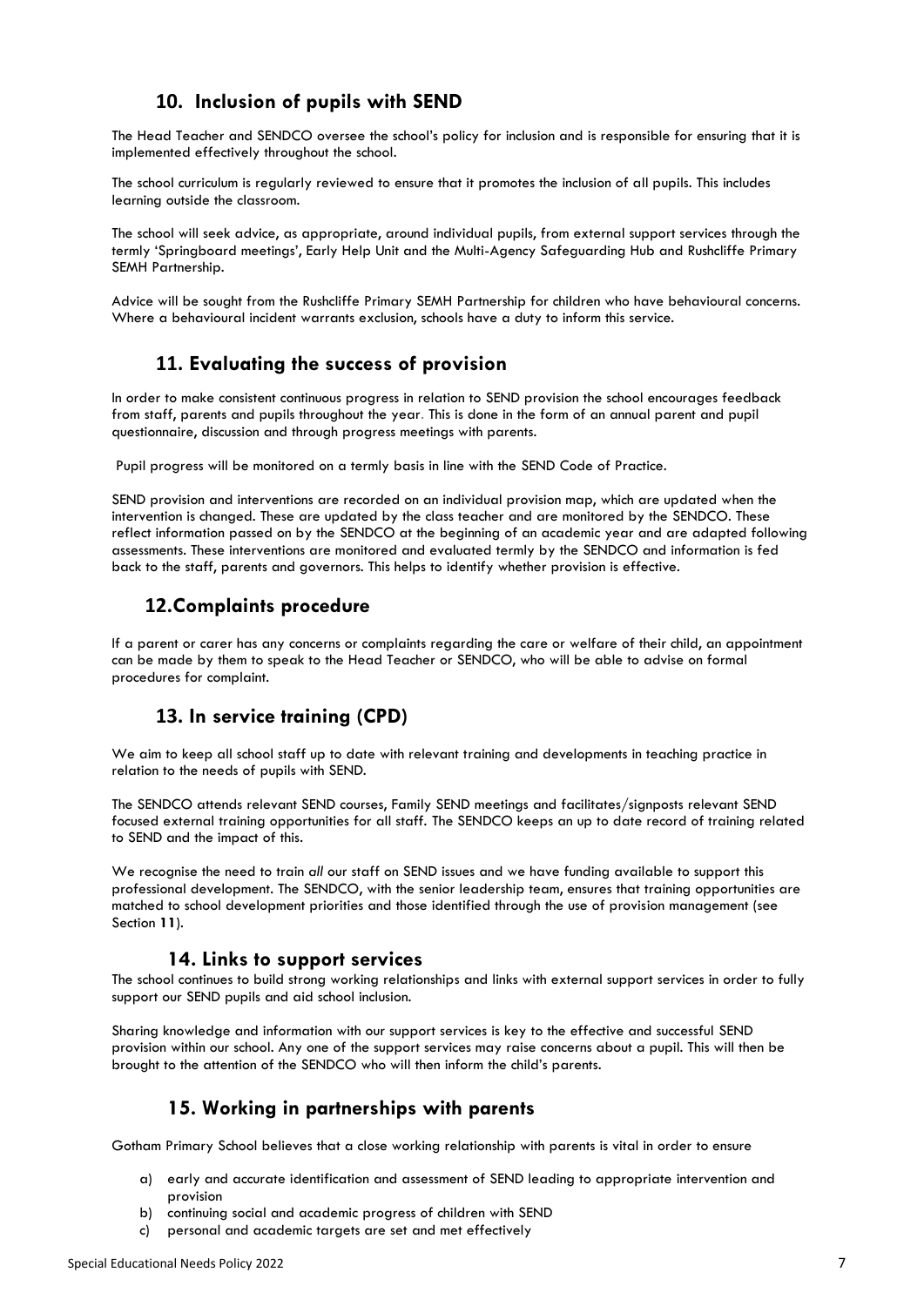## 10. Inclusion of pupils with SEND

The Head Teacher and SENDCO oversee the school's policy for inclusion and is responsible for ensuring that it is implemented effectively throughout the school.

The school curriculum is regularly reviewed to ensure that it promotes the inclusion of all pupils. This includes learning outside the classroom.

The school will seek advice, as appropriate, around individual pupils, from external support services through the termly 'Springboard meetings', Early Help Unit and the Multi-Agency Safeguarding Hub and Rushcliffe Primary SEMH Partnership.

Advice will be sought from the Rushcliffe Primary SEMH Partnership for children who have behavioural concerns. Where a behavioural incident warrants exclusion, schools have a duty to inform this service.

## 11. Evaluating the success of provision

In order to make consistent continuous progress in relation to SEND provision the school encourages feedback from staff, parents and pupils throughout the year. This is done in the form of an annual parent and pupil questionnaire, discussion and through progress meetings with parents.

Pupil progress will be monitored on a termly basis in line with the SEND Code of Practice.

SEND provision and interventions are recorded on an individual provision map, which are updated when the intervention is changed. These are updated by the class teacher and are monitored by the SENDCO. These reflect information passed on by the SENDCO at the beginning of an academic year and are adapted following assessments. These interventions are monitored and evaluated termly by the SENDCO and information is fed back to the staff, parents and governors. This helps to identify whether provision is effective.

## 12. Complaints procedure

If a parent or carer has any concerns or complaints regarding the care or welfare of their child, an appointment can be made by them to speak to the Head Teacher or SENDCO, who will be able to advise on formal procedures for complaint.

## 13. In service training (CPD)

We aim to keep all school staff up to date with relevant training and developments in teaching practice in relation to the needs of pupils with SEND.

The SENDCO attends relevant SEND courses, Family SEND meetings and facilitates/signposts relevant SEND focused external training opportunities for all staff. The SENDCO keeps an up to date record of training related to SEND and the impact of this.

We recognise the need to train *all* our staff on SEND issues and we have funding available to support this professional development. The SENDCO, with the senior leadership team, ensures that training opportunities are matched to school development priorities and those identified through the use of provision management (see Section **11**).

## 14. Links to support services

The school continues to build strong working relationships and links with external support services in order to fully support our SEND pupils and aid school inclusion.

Sharing knowledge and information with our support services is key to the effective and successful SEND provision within our school. Any one of the support services may raise concerns about a pupil. This will then be brought to the attention of the SENDCO who will then inform the child's parents.

## 15. Working in partnerships with parents

Gotham Primary School believes that a close working relationship with parents is vital in order to ensure

a) early and accurate identification and assessment of SEND leading to appropriate intervention and provision
b) continuing social and academic progress of children with SEND
c) personal and academic targets are set and met effectively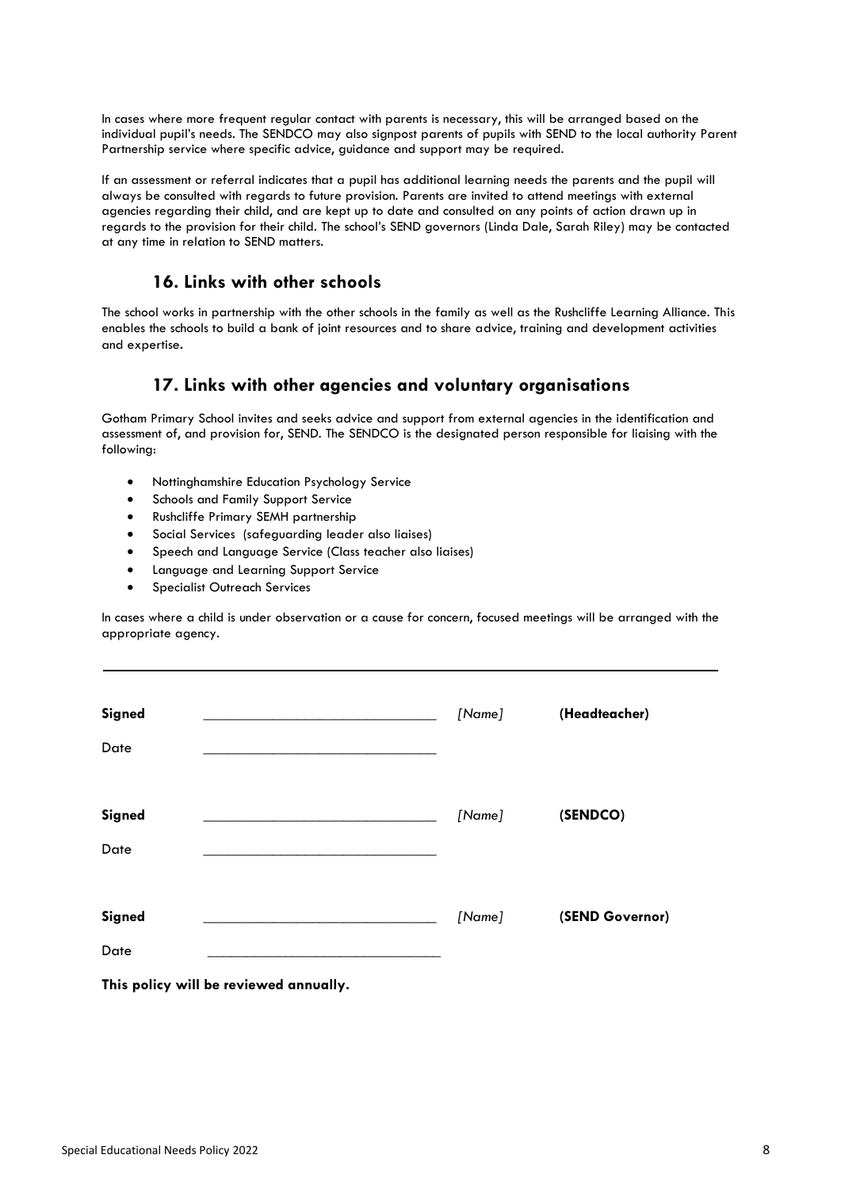In cases where more frequent regular contact with parents is necessary, this will be arranged based on the individual pupil's needs. The SENDCO may also signpost parents of pupils with SEND to the local authority Parent Partnership service where specific advice, guidance and support may be required.

If an assessment or referral indicates that a pupil has additional learning needs the parents and the pupil will always be consulted with regards to future provision. Parents are invited to attend meetings with external agencies regarding their child, and are kept up to date and consulted on any points of action drawn up in regards to the provision for their child. The school's SEND governors (Linda Dale, Sarah Riley) may be contacted at any time in relation to SEND matters.

## 16. Links with other schools

The school works in partnership with the other schools in the family as well as the Rushcliffe Learning Alliance. This enables the schools to build a bank of joint resources and to share advice, training and development activities and expertise.

## 17. Links with other agencies and voluntary organisations

Gotham Primary School invites and seeks advice and support from external agencies in the identification and assessment of, and provision for, SEND. The SENDCO is the designated person responsible for liaising with the following:

- Nottinghamshire Education Psychology Service
- Schools and Family Support Service
- Rushcliffe Primary SEMH partnership
- Social Services (safeguarding leader also liaises)
- Speech and Language Service (Class teacher also liaises)
- Language and Learning Support Service
- Specialist Outreach Services

In cases where a child is under observation or a cause for concern, focused meetings will be arranged with the appropriate agency.

---

**Signed** ______________________________ *[Name]* **(Headteacher)**

Date ______________________________

**Signed** ______________________________ *[Name]* **(SENDCO)**

Date ______________________________

**Signed** ______________________________ *[Name]* **(SEND Governor)**

Date ______________________________

**This policy will be reviewed annually.**